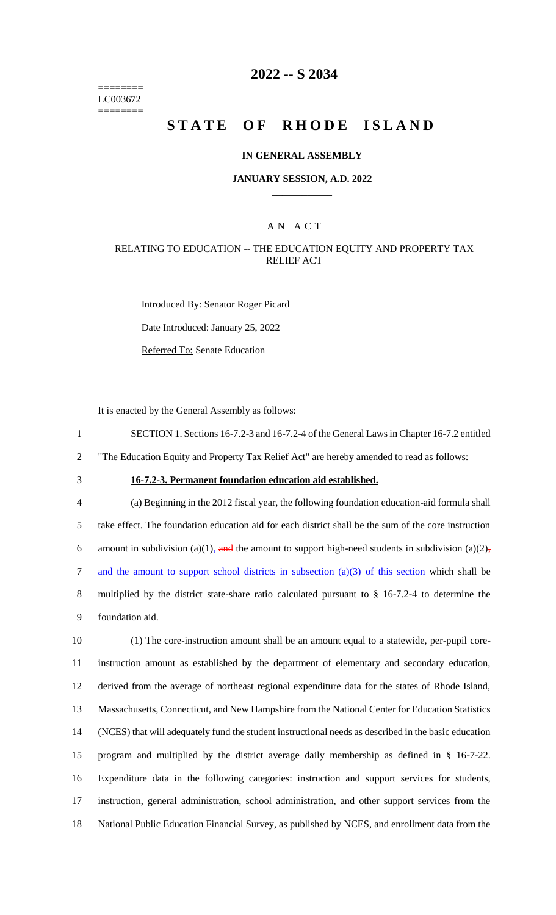========
LC003672
========

# 2022 -- S 2034

# STATE OF RHODE ISLAND

### IN GENERAL ASSEMBLY

### JANUARY SESSION, A.D. 2022

## A N A C T

### RELATING TO EDUCATION -- THE EDUCATION EQUITY AND PROPERTY TAX RELIEF ACT

Introduced By: Senator Roger Picard

Date Introduced: January 25, 2022

Referred To: Senate Education

It is enacted by the General Assembly as follows:

1 SECTION 1. Sections 16-7.2-3 and 16-7.2-4 of the General Laws in Chapter 16-7.2 entitled
2 "The Education Equity and Property Tax Relief Act" are hereby amended to read as follows:

3 **16-7.2-3. Permanent foundation education aid established.**

4 (a) Beginning in the 2012 fiscal year, the following foundation education-aid formula shall
5 take effect. The foundation education aid for each district shall be the sum of the core instruction
6 amount in subdivision (a)(1), ~~and~~ the amount to support high-need students in subdivision (a)(2), ~~,~~
7 and the amount to support school districts in subsection (a)(3) of this section which shall be
8 multiplied by the district state-share ratio calculated pursuant to § 16-7.2-4 to determine the
9 foundation aid.

10 (1) The core-instruction amount shall be an amount equal to a statewide, per-pupil core-
11 instruction amount as established by the department of elementary and secondary education,
12 derived from the average of northeast regional expenditure data for the states of Rhode Island,
13 Massachusetts, Connecticut, and New Hampshire from the National Center for Education Statistics
14 (NCES) that will adequately fund the student instructional needs as described in the basic education
15 program and multiplied by the district average daily membership as defined in § 16-7-22.
16 Expenditure data in the following categories: instruction and support services for students,
17 instruction, general administration, school administration, and other support services from the
18 National Public Education Financial Survey, as published by NCES, and enrollment data from the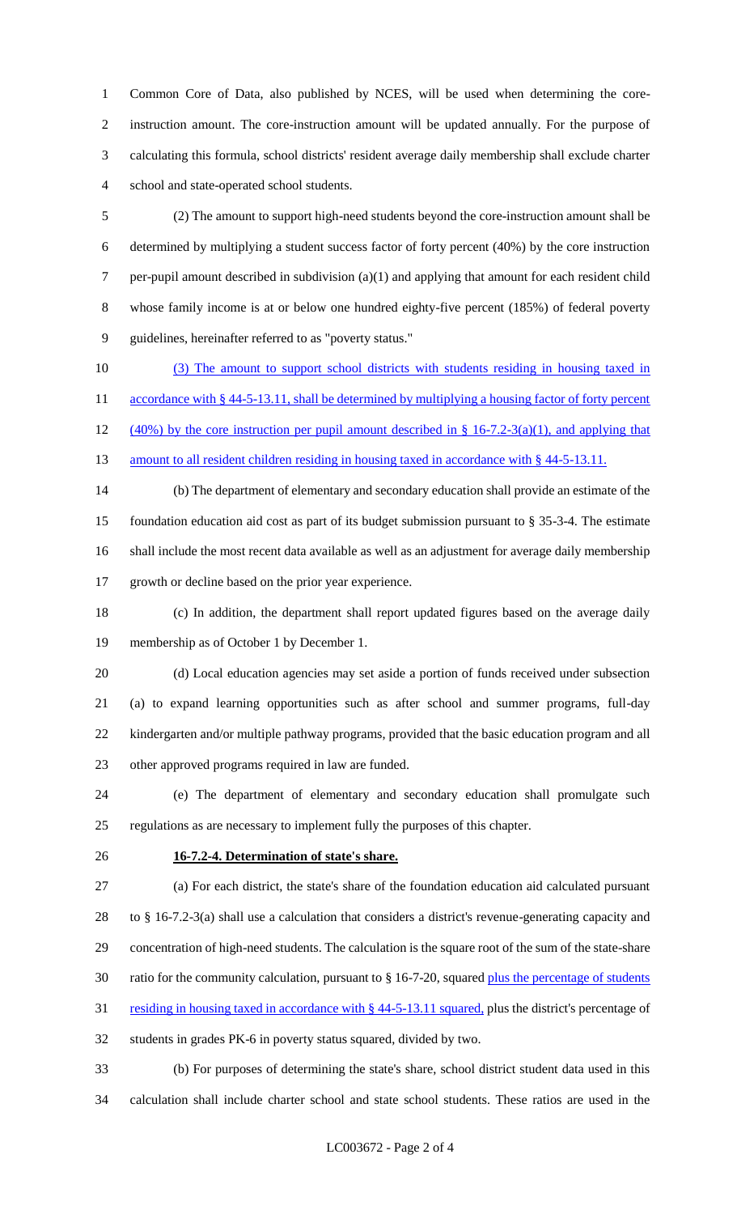Common Core of Data, also published by NCES, will be used when determining the core-instruction amount. The core-instruction amount will be updated annually. For the purpose of calculating this formula, school districts' resident average daily membership shall exclude charter school and state-operated school students.

(2) The amount to support high-need students beyond the core-instruction amount shall be determined by multiplying a student success factor of forty percent (40%) by the core instruction per-pupil amount described in subdivision (a)(1) and applying that amount for each resident child whose family income is at or below one hundred eighty-five percent (185%) of federal poverty guidelines, hereinafter referred to as "poverty status."

(3) The amount to support school districts with students residing in housing taxed in accordance with § 44-5-13.11, shall be determined by multiplying a housing factor of forty percent (40%) by the core instruction per pupil amount described in § 16-7.2-3(a)(1), and applying that amount to all resident children residing in housing taxed in accordance with § 44-5-13.11.

(b) The department of elementary and secondary education shall provide an estimate of the foundation education aid cost as part of its budget submission pursuant to § 35-3-4. The estimate shall include the most recent data available as well as an adjustment for average daily membership growth or decline based on the prior year experience.

(c) In addition, the department shall report updated figures based on the average daily membership as of October 1 by December 1.

(d) Local education agencies may set aside a portion of funds received under subsection (a) to expand learning opportunities such as after school and summer programs, full-day kindergarten and/or multiple pathway programs, provided that the basic education program and all other approved programs required in law are funded.

(e) The department of elementary and secondary education shall promulgate such regulations as are necessary to implement fully the purposes of this chapter.

**16-7.2-4. Determination of state's share.**

(a) For each district, the state's share of the foundation education aid calculated pursuant to § 16-7.2-3(a) shall use a calculation that considers a district's revenue-generating capacity and concentration of high-need students. The calculation is the square root of the sum of the state-share ratio for the community calculation, pursuant to § 16-7-20, squared plus the percentage of students residing in housing taxed in accordance with § 44-5-13.11 squared, plus the district's percentage of students in grades PK-6 in poverty status squared, divided by two.

(b) For purposes of determining the state's share, school district student data used in this calculation shall include charter school and state school students. These ratios are used in the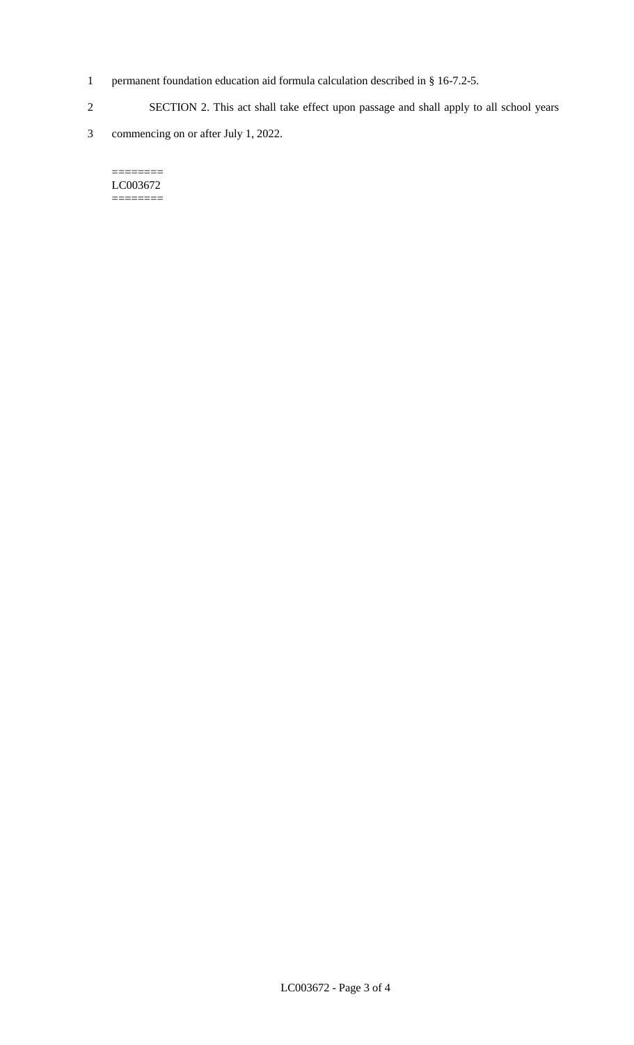permanent foundation education aid formula calculation described in § 16-7.2-5.

SECTION 2. This act shall take effect upon passage and shall apply to all school years commencing on or after July 1, 2022.

========
LC003672
========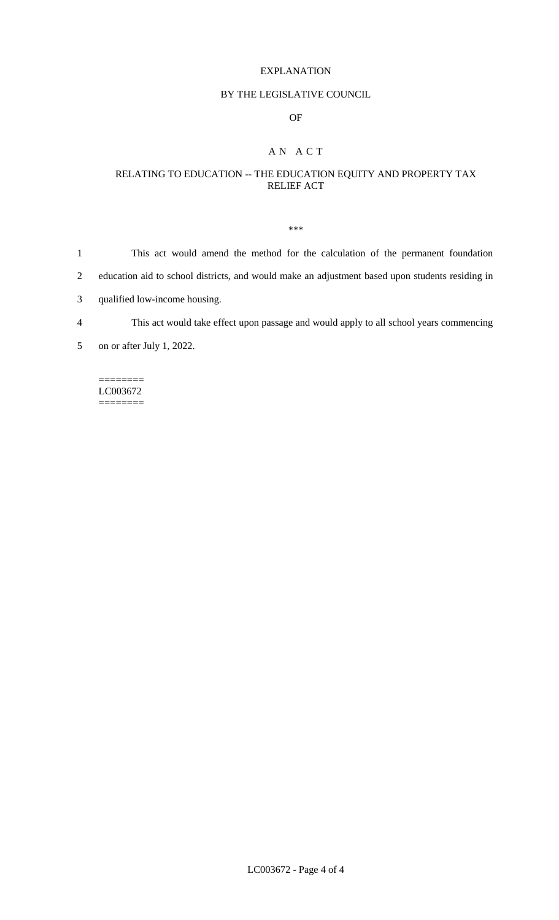EXPLANATION

BY THE LEGISLATIVE COUNCIL

OF

# A N A C T

RELATING TO EDUCATION -- THE EDUCATION EQUITY AND PROPERTY TAX RELIEF ACT

\*\*\*

This act would amend the method for the calculation of the permanent foundation education aid to school districts, and would make an adjustment based upon students residing in qualified low-income housing.

This act would take effect upon passage and would apply to all school years commencing on or after July 1, 2022.

========
LC003672
========